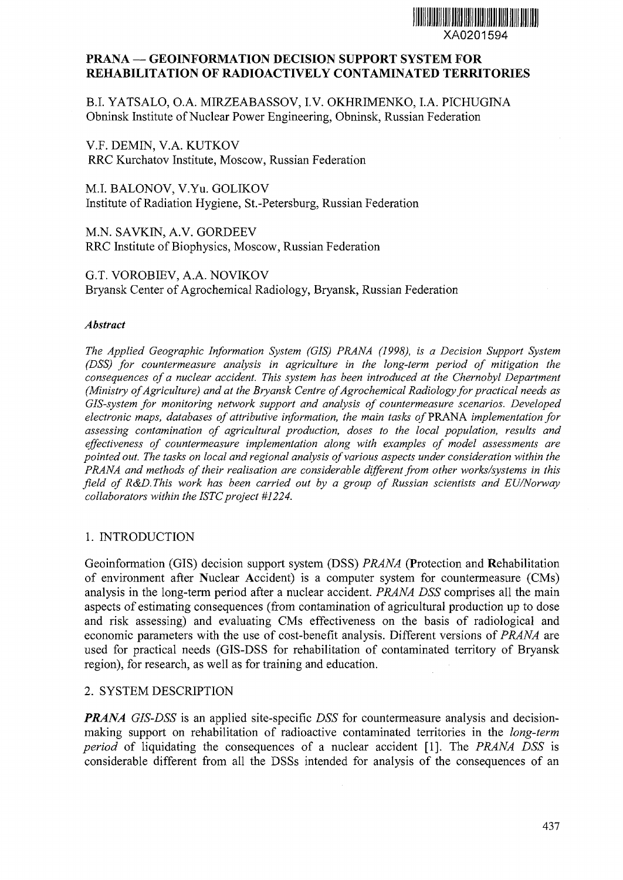XA0201594

# PRANA — GEOINFORMATION DECISION SUPPORT SYSTEM FOR REHABILITATION OF RADIOACTIVELY CONTAMINATED TERRITORIES

B.I. YATSALO, O.A. MIRZEABASSOV, I.V. OKHRIMENKO, I.A. PICHUGINA
Obninsk Institute of Nuclear Power Engineering, Obninsk, Russian Federation

V.F. DEMIN, V.A. KUTKOV
RRC Kurchatov Institute, Moscow, Russian Federation

M.I. BALONOV, V.Yu. GOLIKOV
Institute of Radiation Hygiene, St.-Petersburg, Russian Federation

M.N. SAVKIN, A.V. GORDEEV
RRC Institute of Biophysics, Moscow, Russian Federation

G.T. VOROBIEV, A.A. NOVIKOV
Bryansk Center of Agrochemical Radiology, Bryansk, Russian Federation

### *Abstract*

*The Applied Geographic Information System (GIS) PRANA (1998), is a Decision Support System (DSS) for countermeasure analysis in agriculture in the long-term period of mitigation the consequences of a nuclear accident. This system has been introduced at the Chernobyl Department (Ministry of Agriculture) and at the Bryansk Centre of Agrochemical Radiology for practical needs as GIS-system for monitoring network support and analysis of countermeasure scenarios. Developed electronic maps, databases of attributive information, the main tasks of* PRANA *implementation for assessing contamination of agricultural production, doses to the local population, results and effectiveness of countermeasure implementation along with examples of model assessments are pointed out. The tasks on local and regional analysis of various aspects under consideration within the PRANA and methods of their realisation are considerable different from other works/systems in this field of R&D.This work has been carried out by a group of Russian scientists and EU/Norway collaborators within the ISTC project #1224.*

## 1. INTRODUCTION

Geoinformation (GIS) decision support system (DSS) *PRANA* (**P**rotection and **R**ehabilitation of environment after **N**uclear **A**ccident) is a computer system for countermeasure (CMs) analysis in the long-term period after a nuclear accident. *PRANA DSS* comprises all the main aspects of estimating consequences (from contamination of agricultural production up to dose and risk assessing) and evaluating CMs effectiveness on the basis of radiological and economic parameters with the use of cost-benefit analysis. Different versions of *PRANA* are used for practical needs (GIS-DSS for rehabilitation of contaminated territory of Bryansk region), for research, as well as for training and education.

## 2. SYSTEM DESCRIPTION

***PRANA*** *GIS-DSS* is an applied site-specific *DSS* for countermeasure analysis and decision-making support on rehabilitation of radioactive contaminated territories in the *long-term period* of liquidating the consequences of a nuclear accident [1]. The *PRANA DSS* is considerable different from all the DSSs intended for analysis of the consequences of an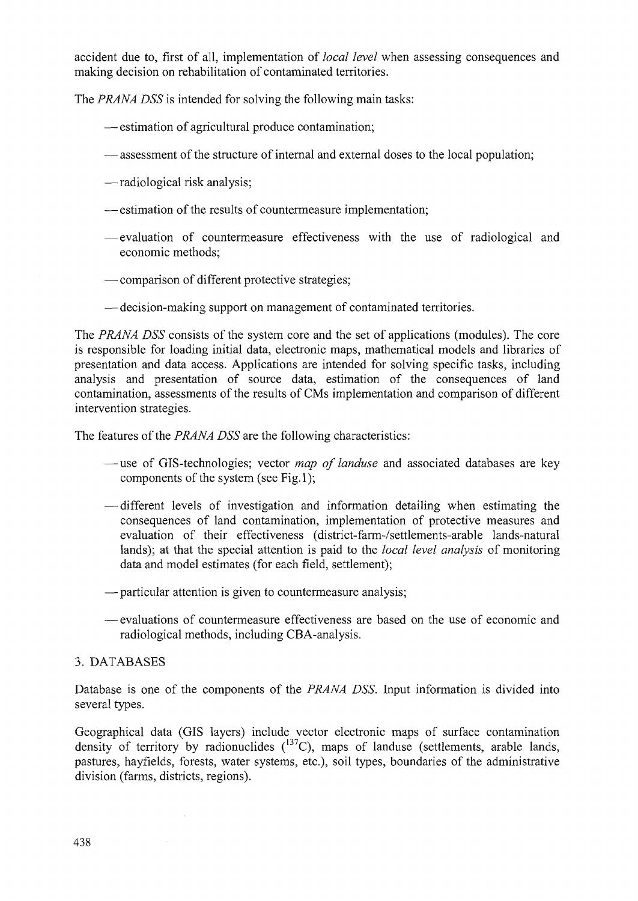accident due to, first of all, implementation of *local level* when assessing consequences and making decision on rehabilitation of contaminated territories.

The *PRANA DSS* is intended for solving the following main tasks:

- — estimation of agricultural produce contamination;
- — assessment of the structure of internal and external doses to the local population;
- — radiological risk analysis;
- — estimation of the results of countermeasure implementation;
- — evaluation of countermeasure effectiveness with the use of radiological and economic methods;
- — comparison of different protective strategies;
- — decision-making support on management of contaminated territories.

The *PRANA DSS* consists of the system core and the set of applications (modules). The core is responsible for loading initial data, electronic maps, mathematical models and libraries of presentation and data access. Applications are intended for solving specific tasks, including analysis and presentation of source data, estimation of the consequences of land contamination, assessments of the results of CMs implementation and comparison of different intervention strategies.

The features of the *PRANA DSS* are the following characteristics:

- — use of GIS-technologies; vector *map of landuse* and associated databases are key components of the system (see Fig.1);
- — different levels of investigation and information detailing when estimating the consequences of land contamination, implementation of protective measures and evaluation of their effectiveness (district-farm-/settlements-arable lands-natural lands); at that the special attention is paid to the *local level analysis* of monitoring data and model estimates (for each field, settlement);
- — particular attention is given to countermeasure analysis;
- — evaluations of countermeasure effectiveness are based on the use of economic and radiological methods, including CBA-analysis.

## 3. DATABASES

Database is one of the components of the *PRANA DSS*. Input information is divided into several types.

Geographical data (GIS layers) include vector electronic maps of surface contamination density of territory by radionuclides ($^{137}C$), maps of landuse (settlements, arable lands, pastures, hayfields, forests, water systems, etc.), soil types, boundaries of the administrative division (farms, districts, regions).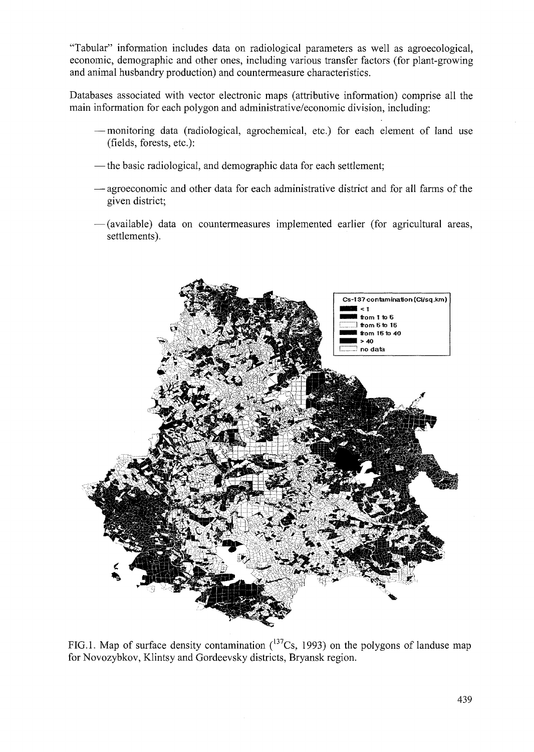"Tabular" information includes data on radiological parameters as well as agroecological, economic, demographic and other ones, including various transfer factors (for plant-growing and animal husbandry production) and countermeasure characteristics.

Databases associated with vector electronic maps (attributive information) comprise all the main information for each polygon and administrative/economic division, including:

- monitoring data (radiological, agrochemical, etc.) for each element of land use (fields, forests, etc.):
- the basic radiological, and demographic data for each settlement;
- agroeconomic and other data for each administrative district and for all farms of the given district;
- (available) data on countermeasures implemented earlier (for agricultural areas, settlements).

FIG.1. Map of surface density contamination ($^{137}Cs$, 1993) on the polygons of landuse map for Novozybkov, Klintsy and Gordeevsky districts, Bryansk region.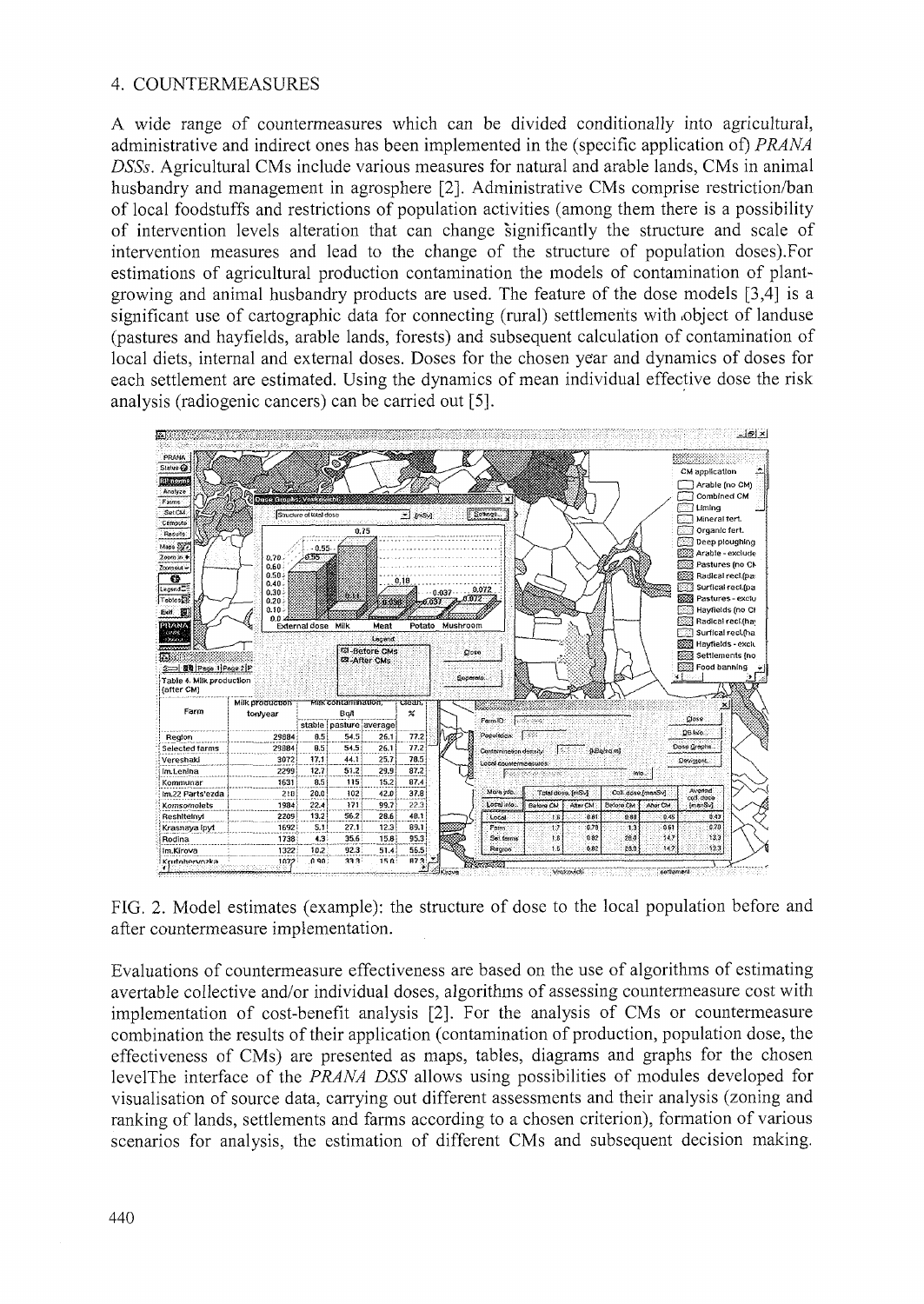## 4. COUNTERMEASURES

A wide range of countermeasures which can be divided conditionally into agricultural, administrative and indirect ones has been implemented in the (specific application of) *PRANA DSSs*. Agricultural CMs include various measures for natural and arable lands, CMs in animal husbandry and management in agrosphere [2]. Administrative CMs comprise restriction/ban of local foodstuffs and restrictions of population activities (among them there is a possibility of intervention levels alteration that can change significantly the structure and scale of intervention measures and lead to the change of the structure of population doses).For estimations of agricultural production contamination the models of contamination of plant-growing and animal husbandry products are used. The feature of the dose models [3,4] is a significant use of cartographic data for connecting (rural) settlements with object of landuse (pastures and hayfields, arable lands, forests) and subsequent calculation of contamination of local diets, internal and external doses. Doses for the chosen year and dynamics of doses for each settlement are estimated. Using the dynamics of mean individual effective dose the risk analysis (radiogenic cancers) can be carried out [5].

FIG. 2. Model estimates (example): the structure of dose to the local population before and after countermeasure implementation.

Evaluations of countermeasure effectiveness are based on the use of algorithms of estimating avertable collective and/or individual doses, algorithms of assessing countermeasure cost with implementation of cost-benefit analysis [2]. For the analysis of CMs or countermeasure combination the results of their application (contamination of production, population dose, the effectiveness of CMs) are presented as maps, tables, diagrams and graphs for the chosen levelThe interface of the *PRANA DSS* allows using possibilities of modules developed for visualisation of source data, carrying out different assessments and their analysis (zoning and ranking of lands, settlements and farms according to a chosen criterion), formation of various scenarios for analysis, the estimation of different CMs and subsequent decision making.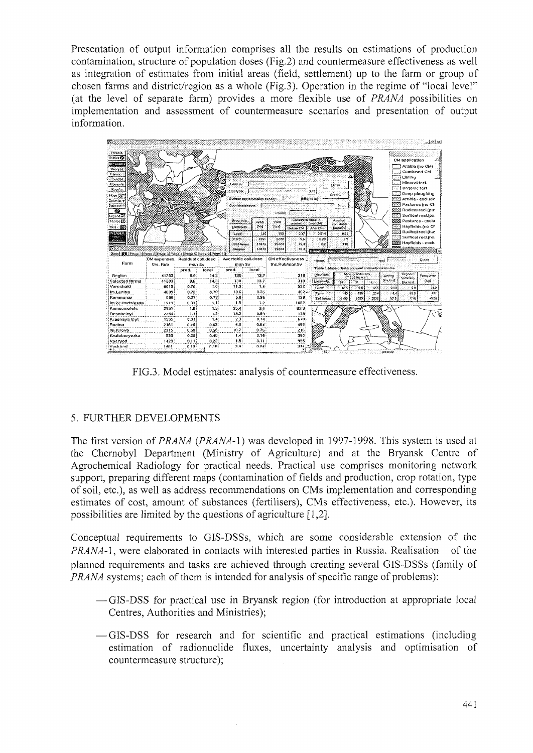Presentation of output information comprises all the results on estimations of production contamination, structure of population doses (Fig.2) and countermeasure effectiveness as well as integration of estimates from initial areas (field, settlement) up to the farm or group of chosen farms and district/region as a whole (Fig.3). Operation in the regime of "local level" (at the level of separate farm) provides a more flexible use of *PRANA* possibilities on implementation and assessment of countermeasure scenarios and presentation of output information.

FIG.3. Model estimates: analysis of countermeasure effectiveness.

## 5. FURTHER DEVELOPMENTS

The first version of *PRANA* (*PRANA*-1) was developed in 1997-1998. This system is used at the Chernobyl Department (Ministry of Agriculture) and at the Bryansk Centre of Agrochemical Radiology for practical needs. Practical use comprises monitoring network support, preparing different maps (contamination of fields and production, crop rotation, type of soil, etc.), as well as address recommendations on CMs implementation and corresponding estimates of cost, amount of substances (fertilisers), CMs effectiveness, etc.). However, its possibilities are limited by the questions of agriculture [1,2].

Conceptual requirements to GIS-DSSs, which are some considerable extension of the *PRANA*-1, were elaborated in contacts with interested parties in Russia. Realisation of the planned requirements and tasks are achieved through creating several GIS-DSSs (family of *PRANA* systems; each of them is intended for analysis of specific range of problems):

- GIS-DSS for practical use in Bryansk region (for introduction at appropriate local Centres, Authorities and Ministries);
- GIS-DSS for research and for scientific and practical estimations (including estimation of radionuclide fluxes, uncertainty analysis and optimisation of countermeasure structure);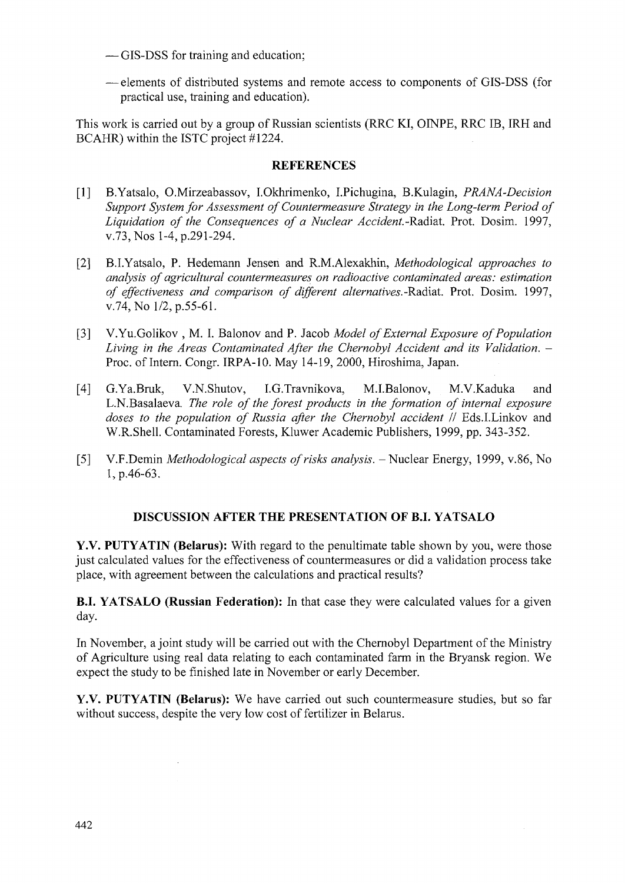- — GIS-DSS for training and education;
- — elements of distributed systems and remote access to components of GIS-DSS (for practical use, training and education).

This work is carried out by a group of Russian scientists (RRC KI, OINPE, RRC IB, IRH and BCAHR) within the ISTC project #1224.

## REFERENCES

[1] B.Yatsalo, O.Mirzeabassov, I.Okhrimenko, I.Pichugina, B.Kulagin, *PRANA-Decision Support System for Assessment of Countermeasure Strategy in the Long-term Period of Liquidation of the Consequences of a Nuclear Accident.*-Radiat. Prot. Dosim. 1997, v.73, Nos 1-4, p.291-294.

[2] B.I.Yatsalo, P. Hedemann Jensen and R.M.Alexakhin, *Methodological approaches to analysis of agricultural countermeasures on radioactive contaminated areas: estimation of effectiveness and comparison of different alternatives.*-Radiat. Prot. Dosim. 1997, v.74, No 1/2, p.55-61.

[3] V.Yu.Golikov , M. I. Balonov and P. Jacob *Model of External Exposure of Population Living in the Areas Contaminated After the Chernobyl Accident and its Validation.* – Proc. of Intern. Congr. IRPA-10. May 14-19, 2000, Hiroshima, Japan.

[4] G.Ya.Bruk, V.N.Shutov, I.G.Travnikova, M.I.Balonov, M.V.Kaduka and L.N.Basalaeva. *The role of the forest products in the formation of internal exposure doses to the population of Russia after the Chernobyl accident* // Eds.I.Linkov and W.R.Shell. Contaminated Forests, Kluwer Academic Publishers, 1999, pp. 343-352.

[5] V.F.Demin *Methodological aspects of risks analysis.* – Nuclear Energy, 1999, v.86, No 1, p.46-63.

## DISCUSSION AFTER THE PRESENTATION OF B.I. YATSALO

**Y.V. PUTYATIN (Belarus):** With regard to the penultimate table shown by you, were those just calculated values for the effectiveness of countermeasures or did a validation process take place, with agreement between the calculations and practical results?

**B.I. YATSALO (Russian Federation):** In that case they were calculated values for a given day.

In November, a joint study will be carried out with the Chernobyl Department of the Ministry of Agriculture using real data relating to each contaminated farm in the Bryansk region. We expect the study to be finished late in November or early December.

**Y.V. PUTYATIN (Belarus):** We have carried out such countermeasure studies, but so far without success, despite the very low cost of fertilizer in Belarus.